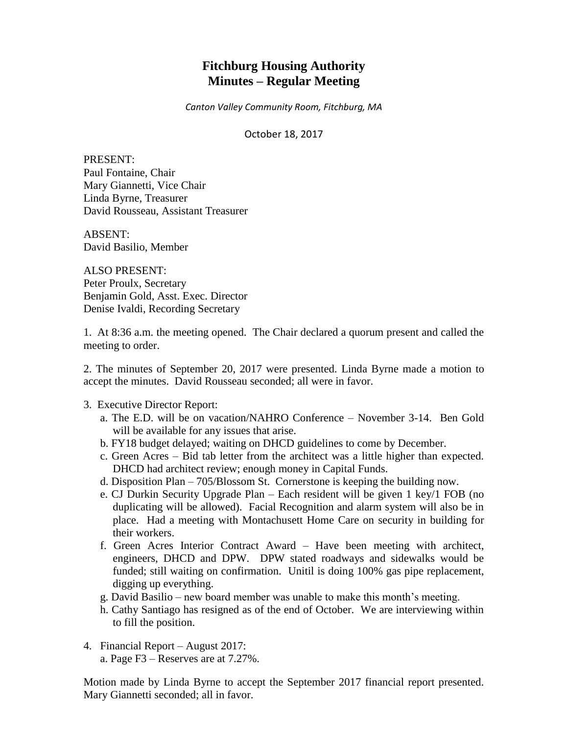# Fitchburg Housing Authority
# Minutes – Regular Meeting

*Canton Valley Community Room, Fitchburg, MA*

October 18, 2017

PRESENT:
Paul Fontaine, Chair
Mary Giannetti, Vice Chair
Linda Byrne, Treasurer
David Rousseau, Assistant Treasurer

ABSENT:
David Basilio, Member

ALSO PRESENT:
Peter Proulx, Secretary
Benjamin Gold, Asst. Exec. Director
Denise Ivaldi, Recording Secretary

1. At 8:36 a.m. the meeting opened. The Chair declared a quorum present and called the meeting to order.

2. The minutes of September 20, 2017 were presented. Linda Byrne made a motion to accept the minutes. David Rousseau seconded; all were in favor.

3. Executive Director Report:
   a. The E.D. will be on vacation/NAHRO Conference – November 3-14. Ben Gold will be available for any issues that arise.
   b. FY18 budget delayed; waiting on DHCD guidelines to come by December.
   c. Green Acres – Bid tab letter from the architect was a little higher than expected. DHCD had architect review; enough money in Capital Funds.
   d. Disposition Plan – 705/Blossom St. Cornerstone is keeping the building now.
   e. CJ Durkin Security Upgrade Plan – Each resident will be given 1 key/1 FOB (no duplicating will be allowed). Facial Recognition and alarm system will also be in place. Had a meeting with Montachusett Home Care on security in building for their workers.
   f. Green Acres Interior Contract Award – Have been meeting with architect, engineers, DHCD and DPW. DPW stated roadways and sidewalks would be funded; still waiting on confirmation. Unitil is doing 100% gas pipe replacement, digging up everything.
   g. David Basilio – new board member was unable to make this month's meeting.
   h. Cathy Santiago has resigned as of the end of October. We are interviewing within to fill the position.

4. Financial Report – August 2017:
   a. Page F3 – Reserves are at 7.27%.

Motion made by Linda Byrne to accept the September 2017 financial report presented. Mary Giannetti seconded; all in favor.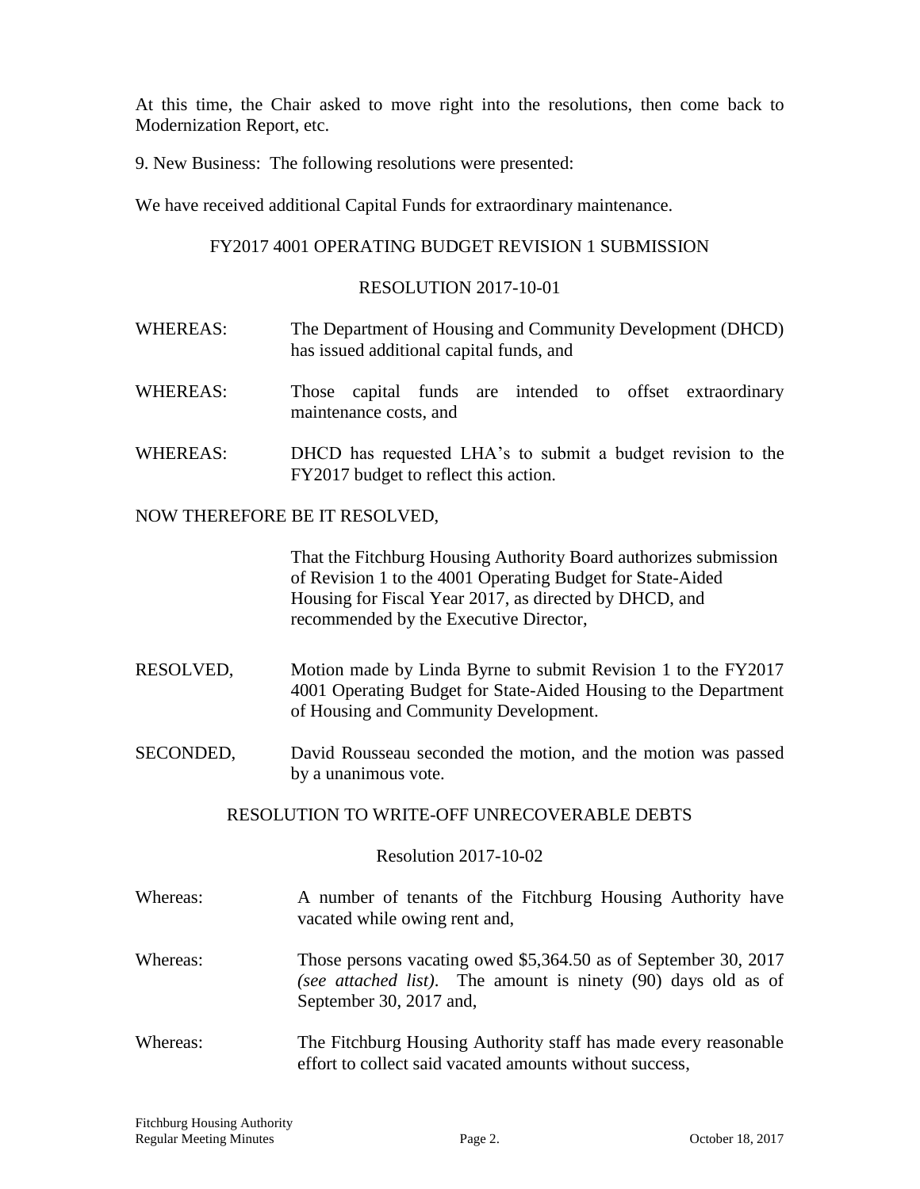At this time, the Chair asked to move right into the resolutions, then come back to Modernization Report, etc.

9. New Business: The following resolutions were presented:

We have received additional Capital Funds for extraordinary maintenance.

FY2017 4001 OPERATING BUDGET REVISION 1 SUBMISSION

RESOLUTION 2017-10-01

WHEREAS: The Department of Housing and Community Development (DHCD) has issued additional capital funds, and

WHEREAS: Those capital funds are intended to offset extraordinary maintenance costs, and

WHEREAS: DHCD has requested LHA's to submit a budget revision to the FY2017 budget to reflect this action.

NOW THEREFORE BE IT RESOLVED,

That the Fitchburg Housing Authority Board authorizes submission of Revision 1 to the 4001 Operating Budget for State-Aided Housing for Fiscal Year 2017, as directed by DHCD, and recommended by the Executive Director,

RESOLVED, Motion made by Linda Byrne to submit Revision 1 to the FY2017 4001 Operating Budget for State-Aided Housing to the Department of Housing and Community Development.

SECONDED, David Rousseau seconded the motion, and the motion was passed by a unanimous vote.

RESOLUTION TO WRITE-OFF UNRECOVERABLE DEBTS

Resolution 2017-10-02

Whereas: A number of tenants of the Fitchburg Housing Authority have vacated while owing rent and,

Whereas: Those persons vacating owed $5,364.50 as of September 30, 2017 *(see attached list)*. The amount is ninety (90) days old as of September 30, 2017 and,

Whereas: The Fitchburg Housing Authority staff has made every reasonable effort to collect said vacated amounts without success,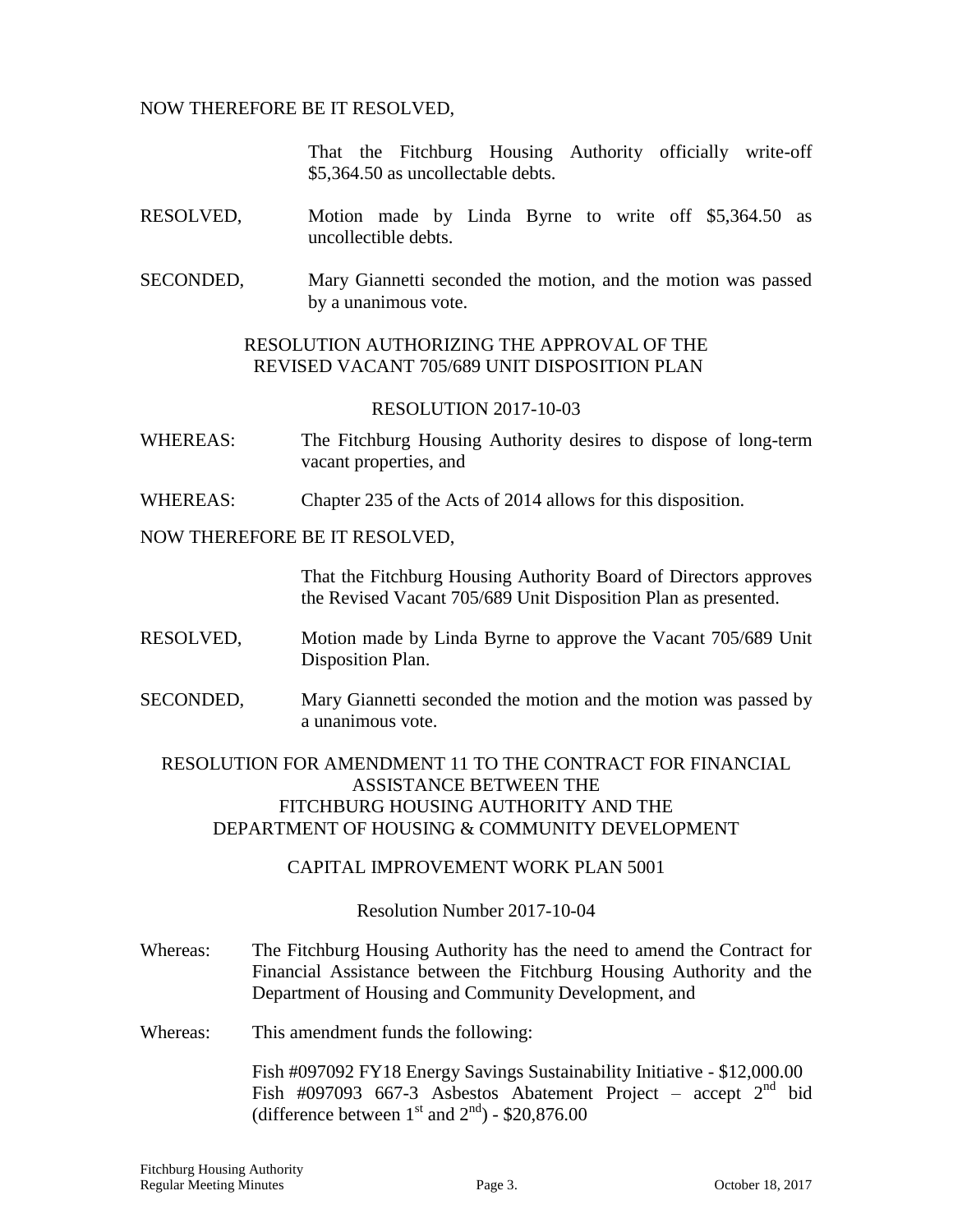NOW THEREFORE BE IT RESOLVED,

That the Fitchburg Housing Authority officially write-off \$5,364.50 as uncollectable debts.

RESOLVED, Motion made by Linda Byrne to write off \$5,364.50 as uncollectible debts.

SECONDED, Mary Giannetti seconded the motion, and the motion was passed by a unanimous vote.

RESOLUTION AUTHORIZING THE APPROVAL OF THE REVISED VACANT 705/689 UNIT DISPOSITION PLAN

RESOLUTION 2017-10-03

WHEREAS: The Fitchburg Housing Authority desires to dispose of long-term vacant properties, and

WHEREAS: Chapter 235 of the Acts of 2014 allows for this disposition.

NOW THEREFORE BE IT RESOLVED,

That the Fitchburg Housing Authority Board of Directors approves the Revised Vacant 705/689 Unit Disposition Plan as presented.

RESOLVED, Motion made by Linda Byrne to approve the Vacant 705/689 Unit Disposition Plan.

SECONDED, Mary Giannetti seconded the motion and the motion was passed by a unanimous vote.

RESOLUTION FOR AMENDMENT 11 TO THE CONTRACT FOR FINANCIAL ASSISTANCE BETWEEN THE FITCHBURG HOUSING AUTHORITY AND THE DEPARTMENT OF HOUSING & COMMUNITY DEVELOPMENT

CAPITAL IMPROVEMENT WORK PLAN 5001

Resolution Number 2017-10-04

Whereas: The Fitchburg Housing Authority has the need to amend the Contract for Financial Assistance between the Fitchburg Housing Authority and the Department of Housing and Community Development, and

Whereas: This amendment funds the following:

Fish #097092 FY18 Energy Savings Sustainability Initiative - \$12,000.00
Fish #097093 667-3 Asbestos Abatement Project – accept 2nd bid (difference between 1st and 2nd) - \$20,876.00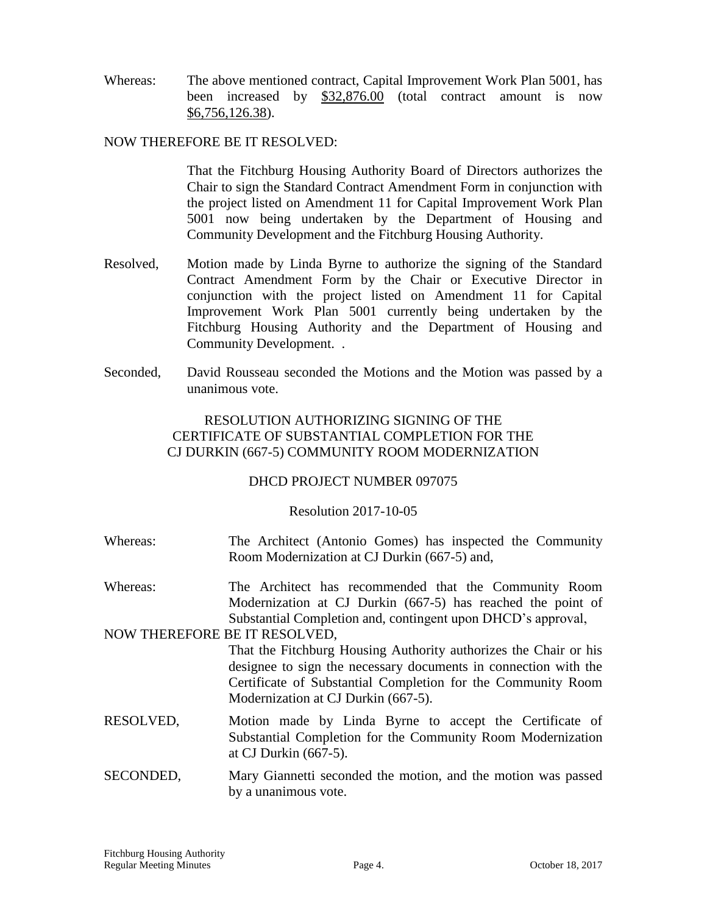Whereas: The above mentioned contract, Capital Improvement Work Plan 5001, has been increased by $32,876.00 (total contract amount is now $6,756,126.38).

NOW THEREFORE BE IT RESOLVED:

That the Fitchburg Housing Authority Board of Directors authorizes the Chair to sign the Standard Contract Amendment Form in conjunction with the project listed on Amendment 11 for Capital Improvement Work Plan 5001 now being undertaken by the Department of Housing and Community Development and the Fitchburg Housing Authority.

Resolved, Motion made by Linda Byrne to authorize the signing of the Standard Contract Amendment Form by the Chair or Executive Director in conjunction with the project listed on Amendment 11 for Capital Improvement Work Plan 5001 currently being undertaken by the Fitchburg Housing Authority and the Department of Housing and Community Development. .

Seconded, David Rousseau seconded the Motions and the Motion was passed by a unanimous vote.

RESOLUTION AUTHORIZING SIGNING OF THE CERTIFICATE OF SUBSTANTIAL COMPLETION FOR THE CJ DURKIN (667-5) COMMUNITY ROOM MODERNIZATION

DHCD PROJECT NUMBER 097075

Resolution 2017-10-05

Whereas: The Architect (Antonio Gomes) has inspected the Community Room Modernization at CJ Durkin (667-5) and,

Whereas: The Architect has recommended that the Community Room Modernization at CJ Durkin (667-5) has reached the point of Substantial Completion and, contingent upon DHCD's approval,

NOW THEREFORE BE IT RESOLVED,

That the Fitchburg Housing Authority authorizes the Chair or his designee to sign the necessary documents in connection with the Certificate of Substantial Completion for the Community Room Modernization at CJ Durkin (667-5).

RESOLVED, Motion made by Linda Byrne to accept the Certificate of Substantial Completion for the Community Room Modernization at CJ Durkin (667-5).

SECONDED, Mary Giannetti seconded the motion, and the motion was passed by a unanimous vote.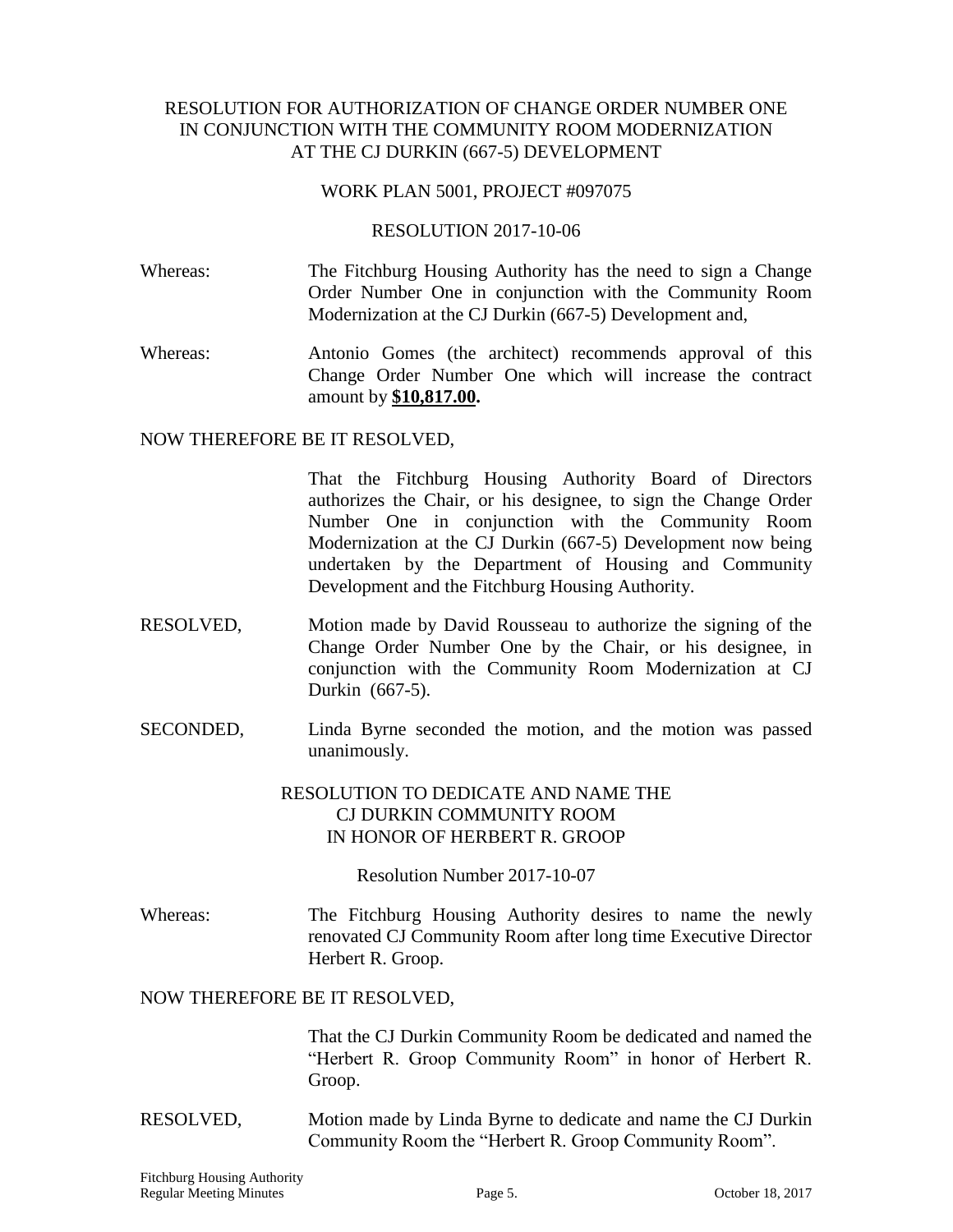RESOLUTION FOR AUTHORIZATION OF CHANGE ORDER NUMBER ONE IN CONJUNCTION WITH THE COMMUNITY ROOM MODERNIZATION AT THE CJ DURKIN (667-5) DEVELOPMENT

WORK PLAN 5001, PROJECT #097075

RESOLUTION 2017-10-06

Whereas: The Fitchburg Housing Authority has the need to sign a Change Order Number One in conjunction with the Community Room Modernization at the CJ Durkin (667-5) Development and,

Whereas: Antonio Gomes (the architect) recommends approval of this Change Order Number One which will increase the contract amount by **$10,817.00.**

NOW THEREFORE BE IT RESOLVED,

That the Fitchburg Housing Authority Board of Directors authorizes the Chair, or his designee, to sign the Change Order Number One in conjunction with the Community Room Modernization at the CJ Durkin (667-5) Development now being undertaken by the Department of Housing and Community Development and the Fitchburg Housing Authority.

RESOLVED, Motion made by David Rousseau to authorize the signing of the Change Order Number One by the Chair, or his designee, in conjunction with the Community Room Modernization at CJ Durkin (667-5).

SECONDED, Linda Byrne seconded the motion, and the motion was passed unanimously.

RESOLUTION TO DEDICATE AND NAME THE CJ DURKIN COMMUNITY ROOM IN HONOR OF HERBERT R. GROOP

Resolution Number 2017-10-07

Whereas: The Fitchburg Housing Authority desires to name the newly renovated CJ Community Room after long time Executive Director Herbert R. Groop.

NOW THEREFORE BE IT RESOLVED,

That the CJ Durkin Community Room be dedicated and named the "Herbert R. Groop Community Room" in honor of Herbert R. Groop.

RESOLVED, Motion made by Linda Byrne to dedicate and name the CJ Durkin Community Room the "Herbert R. Groop Community Room".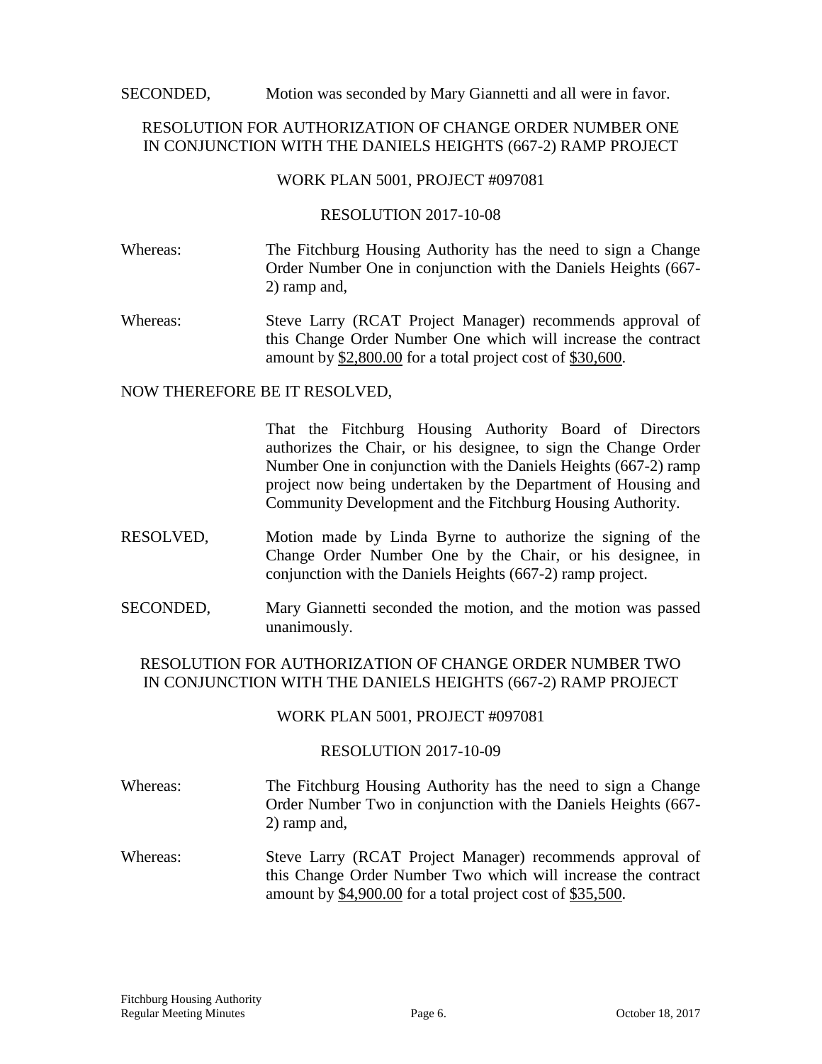SECONDED, Motion was seconded by Mary Giannetti and all were in favor.

RESOLUTION FOR AUTHORIZATION OF CHANGE ORDER NUMBER ONE IN CONJUNCTION WITH THE DANIELS HEIGHTS (667-2) RAMP PROJECT

WORK PLAN 5001, PROJECT #097081

RESOLUTION 2017-10-08

Whereas: The Fitchburg Housing Authority has the need to sign a Change Order Number One in conjunction with the Daniels Heights (667-2) ramp and,

Whereas: Steve Larry (RCAT Project Manager) recommends approval of this Change Order Number One which will increase the contract amount by $2,800.00 for a total project cost of $30,600.

NOW THEREFORE BE IT RESOLVED,

That the Fitchburg Housing Authority Board of Directors authorizes the Chair, or his designee, to sign the Change Order Number One in conjunction with the Daniels Heights (667-2) ramp project now being undertaken by the Department of Housing and Community Development and the Fitchburg Housing Authority.

RESOLVED, Motion made by Linda Byrne to authorize the signing of the Change Order Number One by the Chair, or his designee, in conjunction with the Daniels Heights (667-2) ramp project.

SECONDED, Mary Giannetti seconded the motion, and the motion was passed unanimously.

RESOLUTION FOR AUTHORIZATION OF CHANGE ORDER NUMBER TWO IN CONJUNCTION WITH THE DANIELS HEIGHTS (667-2) RAMP PROJECT

WORK PLAN 5001, PROJECT #097081

RESOLUTION 2017-10-09

Whereas: The Fitchburg Housing Authority has the need to sign a Change Order Number Two in conjunction with the Daniels Heights (667-2) ramp and,

Whereas: Steve Larry (RCAT Project Manager) recommends approval of this Change Order Number Two which will increase the contract amount by $4,900.00 for a total project cost of $35,500.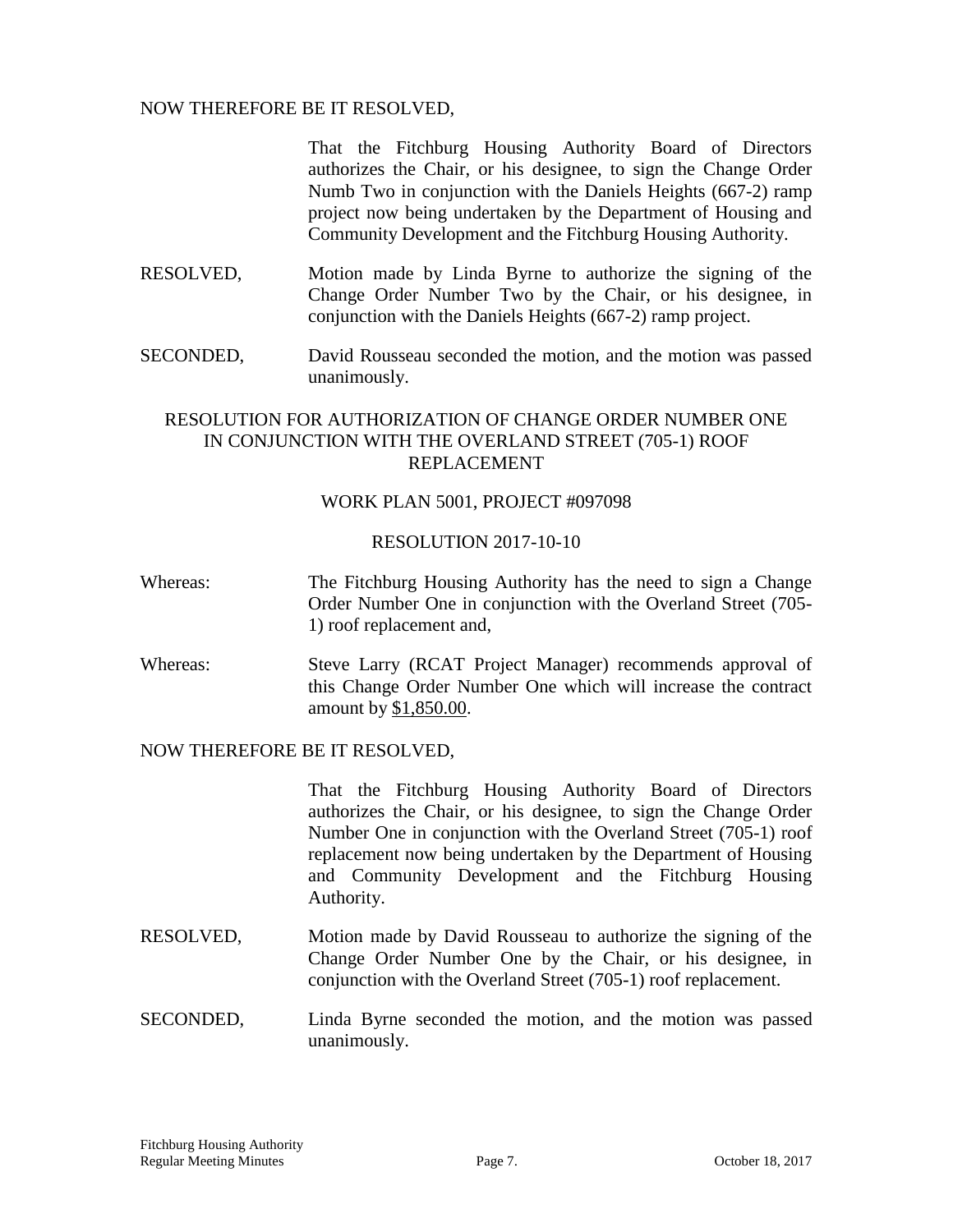NOW THEREFORE BE IT RESOLVED,

That the Fitchburg Housing Authority Board of Directors authorizes the Chair, or his designee, to sign the Change Order Numb Two in conjunction with the Daniels Heights (667-2) ramp project now being undertaken by the Department of Housing and Community Development and the Fitchburg Housing Authority.

RESOLVED, Motion made by Linda Byrne to authorize the signing of the Change Order Number Two by the Chair, or his designee, in conjunction with the Daniels Heights (667-2) ramp project.

SECONDED, David Rousseau seconded the motion, and the motion was passed unanimously.

RESOLUTION FOR AUTHORIZATION OF CHANGE ORDER NUMBER ONE IN CONJUNCTION WITH THE OVERLAND STREET (705-1) ROOF REPLACEMENT

WORK PLAN 5001, PROJECT #097098

RESOLUTION 2017-10-10

Whereas: The Fitchburg Housing Authority has the need to sign a Change Order Number One in conjunction with the Overland Street (705-1) roof replacement and,

Whereas: Steve Larry (RCAT Project Manager) recommends approval of this Change Order Number One which will increase the contract amount by $1,850.00.

NOW THEREFORE BE IT RESOLVED,

That the Fitchburg Housing Authority Board of Directors authorizes the Chair, or his designee, to sign the Change Order Number One in conjunction with the Overland Street (705-1) roof replacement now being undertaken by the Department of Housing and Community Development and the Fitchburg Housing Authority.

RESOLVED, Motion made by David Rousseau to authorize the signing of the Change Order Number One by the Chair, or his designee, in conjunction with the Overland Street (705-1) roof replacement.

SECONDED, Linda Byrne seconded the motion, and the motion was passed unanimously.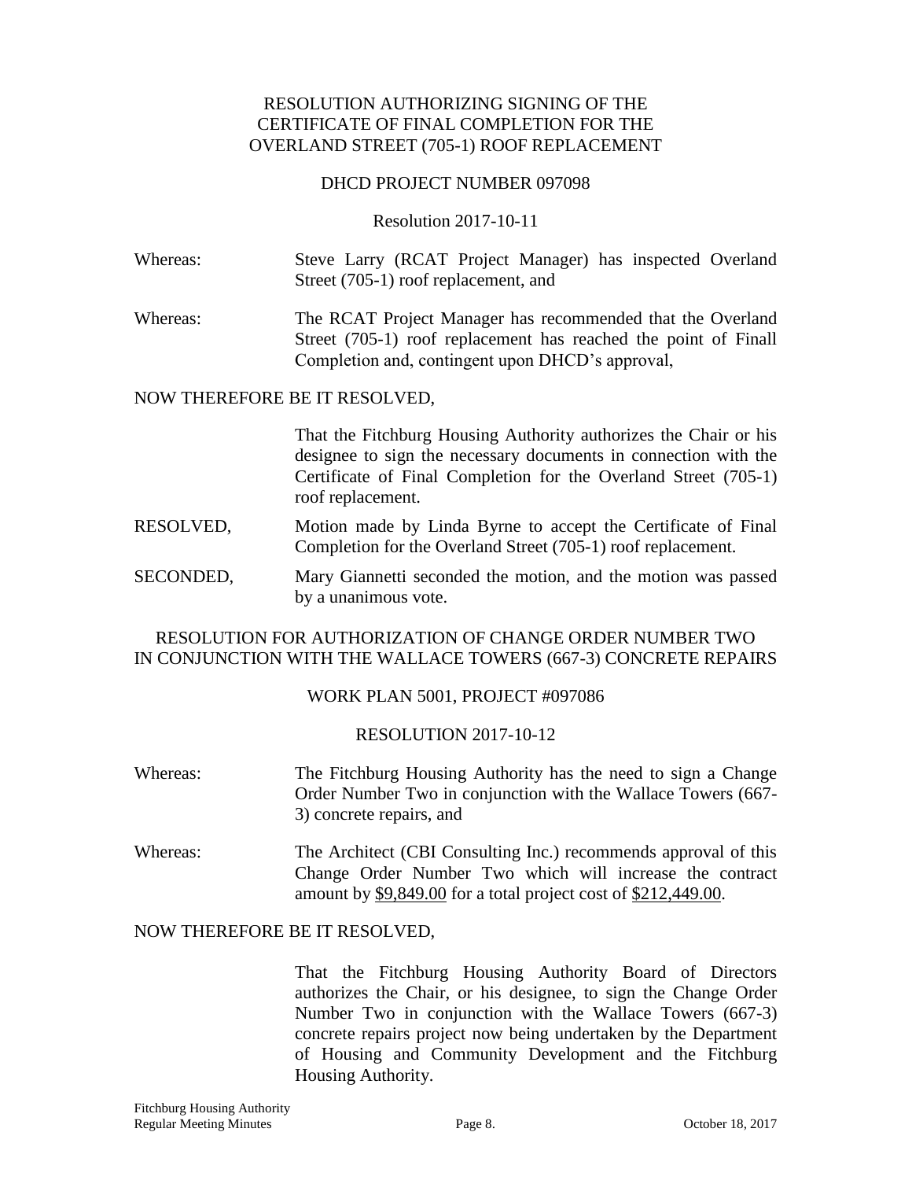RESOLUTION AUTHORIZING SIGNING OF THE CERTIFICATE OF FINAL COMPLETION FOR THE OVERLAND STREET (705-1) ROOF REPLACEMENT

DHCD PROJECT NUMBER 097098

Resolution 2017-10-11

Whereas: Steve Larry (RCAT Project Manager) has inspected Overland Street (705-1) roof replacement, and

Whereas: The RCAT Project Manager has recommended that the Overland Street (705-1) roof replacement has reached the point of Finall Completion and, contingent upon DHCD's approval,

NOW THEREFORE BE IT RESOLVED,

That the Fitchburg Housing Authority authorizes the Chair or his designee to sign the necessary documents in connection with the Certificate of Final Completion for the Overland Street (705-1) roof replacement.

RESOLVED, Motion made by Linda Byrne to accept the Certificate of Final Completion for the Overland Street (705-1) roof replacement.

SECONDED, Mary Giannetti seconded the motion, and the motion was passed by a unanimous vote.

RESOLUTION FOR AUTHORIZATION OF CHANGE ORDER NUMBER TWO IN CONJUNCTION WITH THE WALLACE TOWERS (667-3) CONCRETE REPAIRS

WORK PLAN 5001, PROJECT #097086

RESOLUTION 2017-10-12

Whereas: The Fitchburg Housing Authority has the need to sign a Change Order Number Two in conjunction with the Wallace Towers (667-3) concrete repairs, and

Whereas: The Architect (CBI Consulting Inc.) recommends approval of this Change Order Number Two which will increase the contract amount by $9,849.00 for a total project cost of $212,449.00.

NOW THEREFORE BE IT RESOLVED,

That the Fitchburg Housing Authority Board of Directors authorizes the Chair, or his designee, to sign the Change Order Number Two in conjunction with the Wallace Towers (667-3) concrete repairs project now being undertaken by the Department of Housing and Community Development and the Fitchburg Housing Authority.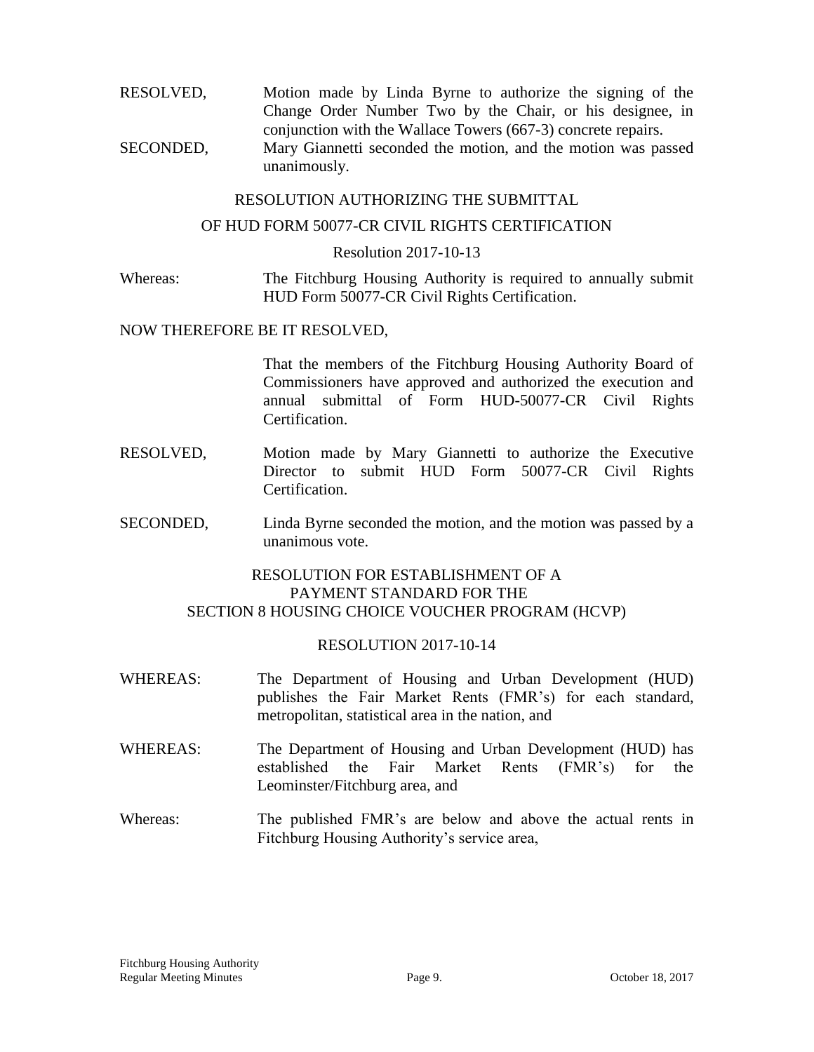RESOLVED, Motion made by Linda Byrne to authorize the signing of the Change Order Number Two by the Chair, or his designee, in conjunction with the Wallace Towers (667-3) concrete repairs.

SECONDED, Mary Giannetti seconded the motion, and the motion was passed unanimously.

RESOLUTION AUTHORIZING THE SUBMITTAL

OF HUD FORM 50077-CR CIVIL RIGHTS CERTIFICATION

Resolution 2017-10-13

Whereas: The Fitchburg Housing Authority is required to annually submit HUD Form 50077-CR Civil Rights Certification.

NOW THEREFORE BE IT RESOLVED,

That the members of the Fitchburg Housing Authority Board of Commissioners have approved and authorized the execution and annual submittal of Form HUD-50077-CR Civil Rights Certification.

RESOLVED, Motion made by Mary Giannetti to authorize the Executive Director to submit HUD Form 50077-CR Civil Rights Certification.

SECONDED, Linda Byrne seconded the motion, and the motion was passed by a unanimous vote.

RESOLUTION FOR ESTABLISHMENT OF A
PAYMENT STANDARD FOR THE
SECTION 8 HOUSING CHOICE VOUCHER PROGRAM (HCVP)

RESOLUTION 2017-10-14

WHEREAS: The Department of Housing and Urban Development (HUD) publishes the Fair Market Rents (FMR's) for each standard, metropolitan, statistical area in the nation, and

WHEREAS: The Department of Housing and Urban Development (HUD) has established the Fair Market Rents (FMR's) for the Leominster/Fitchburg area, and

Whereas: The published FMR's are below and above the actual rents in Fitchburg Housing Authority's service area,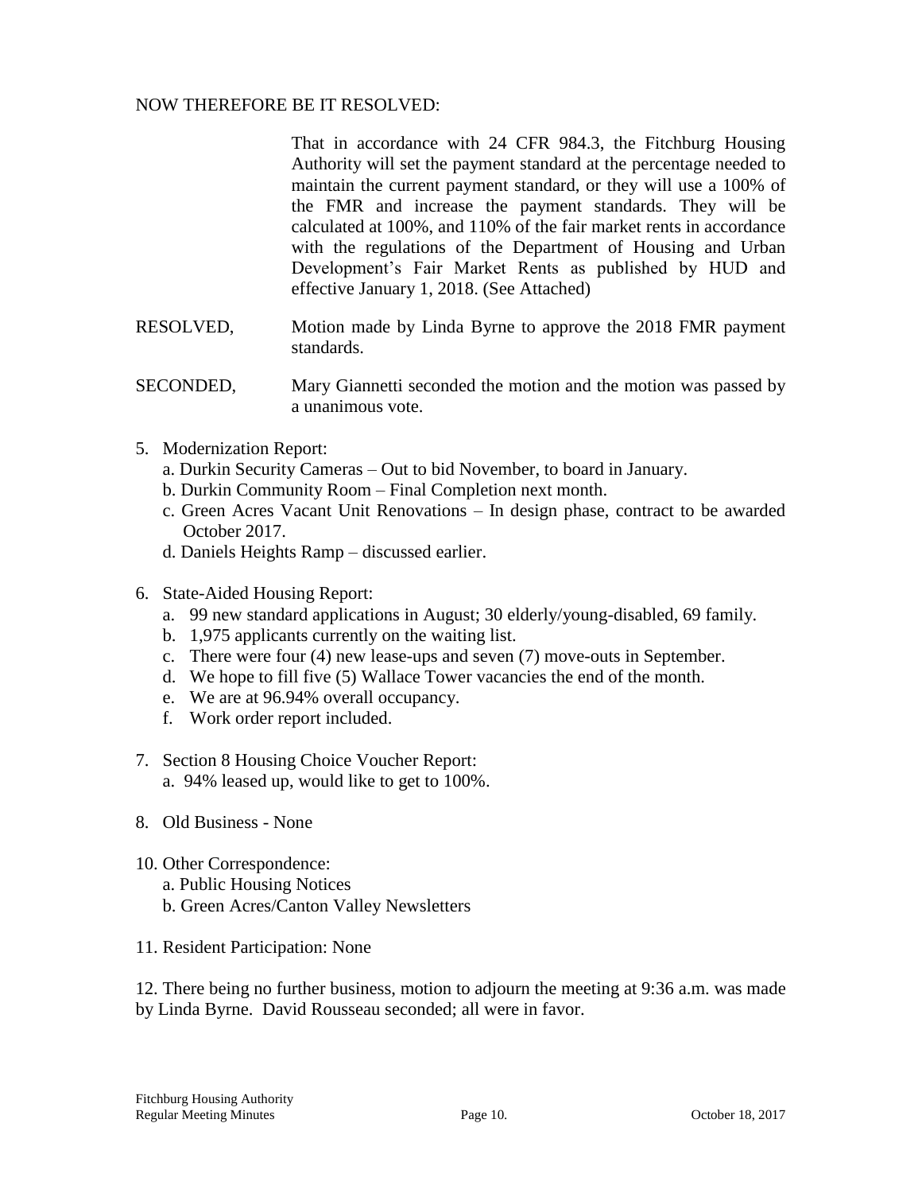NOW THEREFORE BE IT RESOLVED:

That in accordance with 24 CFR 984.3, the Fitchburg Housing Authority will set the payment standard at the percentage needed to maintain the current payment standard, or they will use a 100% of the FMR and increase the payment standards. They will be calculated at 100%, and 110% of the fair market rents in accordance with the regulations of the Department of Housing and Urban Development's Fair Market Rents as published by HUD and effective January 1, 2018. (See Attached)

RESOLVED, Motion made by Linda Byrne to approve the 2018 FMR payment standards.

SECONDED, Mary Giannetti seconded the motion and the motion was passed by a unanimous vote.

5. Modernization Report:
   a. Durkin Security Cameras – Out to bid November, to board in January.
   b. Durkin Community Room – Final Completion next month.
   c. Green Acres Vacant Unit Renovations – In design phase, contract to be awarded October 2017.
   d. Daniels Heights Ramp – discussed earlier.

6. State-Aided Housing Report:
   a. 99 new standard applications in August; 30 elderly/young-disabled, 69 family.
   b. 1,975 applicants currently on the waiting list.
   c. There were four (4) new lease-ups and seven (7) move-outs in September.
   d. We hope to fill five (5) Wallace Tower vacancies the end of the month.
   e. We are at 96.94% overall occupancy.
   f. Work order report included.

7. Section 8 Housing Choice Voucher Report:
   a. 94% leased up, would like to get to 100%.

8. Old Business - None

10. Other Correspondence:
    a. Public Housing Notices
    b. Green Acres/Canton Valley Newsletters

11. Resident Participation: None

12. There being no further business, motion to adjourn the meeting at 9:36 a.m. was made by Linda Byrne. David Rousseau seconded; all were in favor.